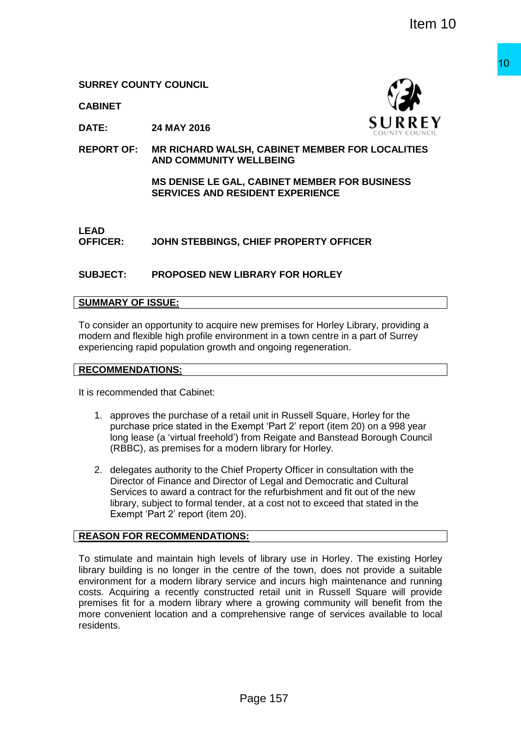Item 10

**SURREY COUNTY COUNCIL**

**CABINET**

**DATE:** **24 MAY 2016**

**REPORT OF:** **MR RICHARD WALSH, CABINET MEMBER FOR LOCALITIES AND COMMUNITY WELLBEING**

**MS DENISE LE GAL, CABINET MEMBER FOR BUSINESS SERVICES AND RESIDENT EXPERIENCE**

**LEAD OFFICER:** **JOHN STEBBINGS, CHIEF PROPERTY OFFICER**

**SUBJECT:** **PROPOSED NEW LIBRARY FOR HORLEY**

## SUMMARY OF ISSUE:

To consider an opportunity to acquire new premises for Horley Library, providing a modern and flexible high profile environment in a town centre in a part of Surrey experiencing rapid population growth and ongoing regeneration.

## RECOMMENDATIONS:

It is recommended that Cabinet:

1. approves the purchase of a retail unit in Russell Square, Horley for the purchase price stated in the Exempt 'Part 2' report (item 20) on a 998 year long lease (a 'virtual freehold') from Reigate and Banstead Borough Council (RBBC), as premises for a modern library for Horley.
2. delegates authority to the Chief Property Officer in consultation with the Director of Finance and Director of Legal and Democratic and Cultural Services to award a contract for the refurbishment and fit out of the new library, subject to formal tender, at a cost not to exceed that stated in the Exempt 'Part 2' report (item 20).

## REASON FOR RECOMMENDATIONS:

To stimulate and maintain high levels of library use in Horley. The existing Horley library building is no longer in the centre of the town, does not provide a suitable environment for a modern library service and incurs high maintenance and running costs. Acquiring a recently constructed retail unit in Russell Square will provide premises fit for a modern library where a growing community will benefit from the more convenient location and a comprehensive range of services available to local residents.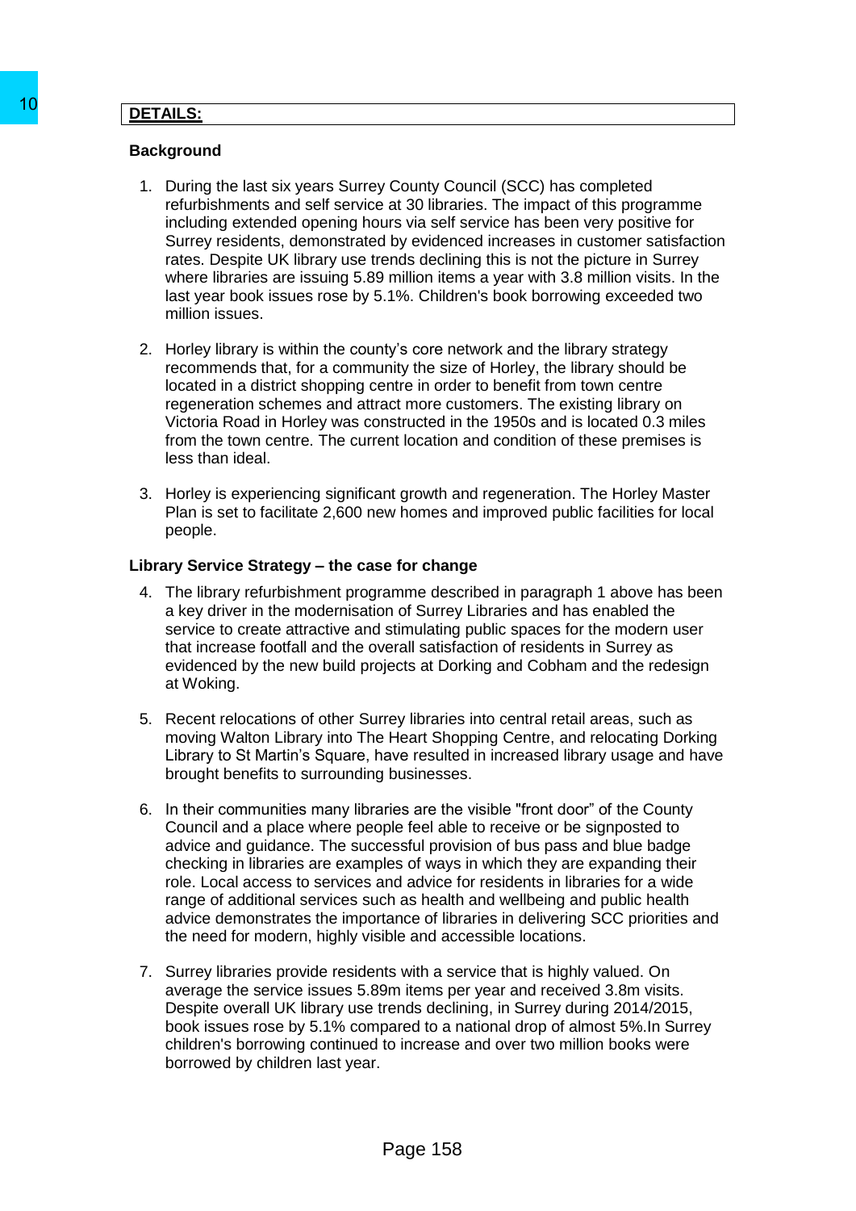## DETAILS:

### Background

1. During the last six years Surrey County Council (SCC) has completed refurbishments and self service at 30 libraries. The impact of this programme including extended opening hours via self service has been very positive for Surrey residents, demonstrated by evidenced increases in customer satisfaction rates. Despite UK library use trends declining this is not the picture in Surrey where libraries are issuing 5.89 million items a year with 3.8 million visits. In the last year book issues rose by 5.1%. Children's book borrowing exceeded two million issues.

2. Horley library is within the county's core network and the library strategy recommends that, for a community the size of Horley, the library should be located in a district shopping centre in order to benefit from town centre regeneration schemes and attract more customers. The existing library on Victoria Road in Horley was constructed in the 1950s and is located 0.3 miles from the town centre. The current location and condition of these premises is less than ideal.

3. Horley is experiencing significant growth and regeneration. The Horley Master Plan is set to facilitate 2,600 new homes and improved public facilities for local people.

### Library Service Strategy – the case for change

4. The library refurbishment programme described in paragraph 1 above has been a key driver in the modernisation of Surrey Libraries and has enabled the service to create attractive and stimulating public spaces for the modern user that increase footfall and the overall satisfaction of residents in Surrey as evidenced by the new build projects at Dorking and Cobham and the redesign at Woking.

5. Recent relocations of other Surrey libraries into central retail areas, such as moving Walton Library into The Heart Shopping Centre, and relocating Dorking Library to St Martin's Square, have resulted in increased library usage and have brought benefits to surrounding businesses.

6. In their communities many libraries are the visible "front door" of the County Council and a place where people feel able to receive or be signposted to advice and guidance. The successful provision of bus pass and blue badge checking in libraries are examples of ways in which they are expanding their role. Local access to services and advice for residents in libraries for a wide range of additional services such as health and wellbeing and public health advice demonstrates the importance of libraries in delivering SCC priorities and the need for modern, highly visible and accessible locations.

7. Surrey libraries provide residents with a service that is highly valued. On average the service issues 5.89m items per year and received 3.8m visits. Despite overall UK library use trends declining, in Surrey during 2014/2015, book issues rose by 5.1% compared to a national drop of almost 5%.In Surrey children's borrowing continued to increase and over two million books were borrowed by children last year.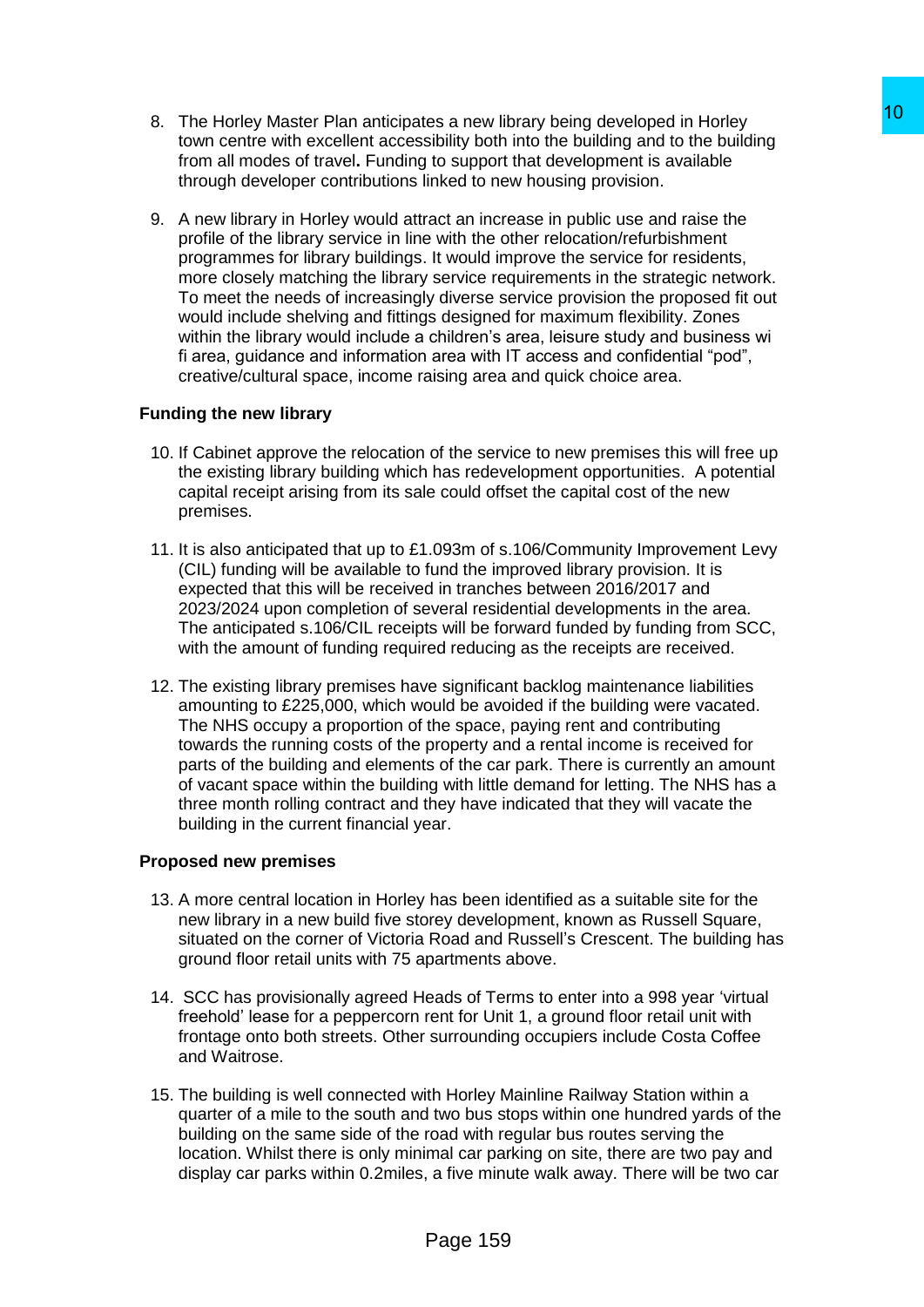8. The Horley Master Plan anticipates a new library being developed in Horley town centre with excellent accessibility both into the building and to the building from all modes of travel**.** Funding to support that development is available through developer contributions linked to new housing provision.

9. A new library in Horley would attract an increase in public use and raise the profile of the library service in line with the other relocation/refurbishment programmes for library buildings. It would improve the service for residents, more closely matching the library service requirements in the strategic network. To meet the needs of increasingly diverse service provision the proposed fit out would include shelving and fittings designed for maximum flexibility. Zones within the library would include a children's area, leisure study and business wi fi area, guidance and information area with IT access and confidential "pod", creative/cultural space, income raising area and quick choice area.

**Funding the new library**

10. If Cabinet approve the relocation of the service to new premises this will free up the existing library building which has redevelopment opportunities. A potential capital receipt arising from its sale could offset the capital cost of the new premises.

11. It is also anticipated that up to £1.093m of s.106/Community Improvement Levy (CIL) funding will be available to fund the improved library provision. It is expected that this will be received in tranches between 2016/2017 and 2023/2024 upon completion of several residential developments in the area. The anticipated s.106/CIL receipts will be forward funded by funding from SCC, with the amount of funding required reducing as the receipts are received.

12. The existing library premises have significant backlog maintenance liabilities amounting to £225,000, which would be avoided if the building were vacated. The NHS occupy a proportion of the space, paying rent and contributing towards the running costs of the property and a rental income is received for parts of the building and elements of the car park. There is currently an amount of vacant space within the building with little demand for letting. The NHS has a three month rolling contract and they have indicated that they will vacate the building in the current financial year.

**Proposed new premises**

13. A more central location in Horley has been identified as a suitable site for the new library in a new build five storey development, known as Russell Square, situated on the corner of Victoria Road and Russell's Crescent. The building has ground floor retail units with 75 apartments above.

14. SCC has provisionally agreed Heads of Terms to enter into a 998 year 'virtual freehold' lease for a peppercorn rent for Unit 1, a ground floor retail unit with frontage onto both streets. Other surrounding occupiers include Costa Coffee and Waitrose.

15. The building is well connected with Horley Mainline Railway Station within a quarter of a mile to the south and two bus stops within one hundred yards of the building on the same side of the road with regular bus routes serving the location. Whilst there is only minimal car parking on site, there are two pay and display car parks within 0.2miles, a five minute walk away. There will be two car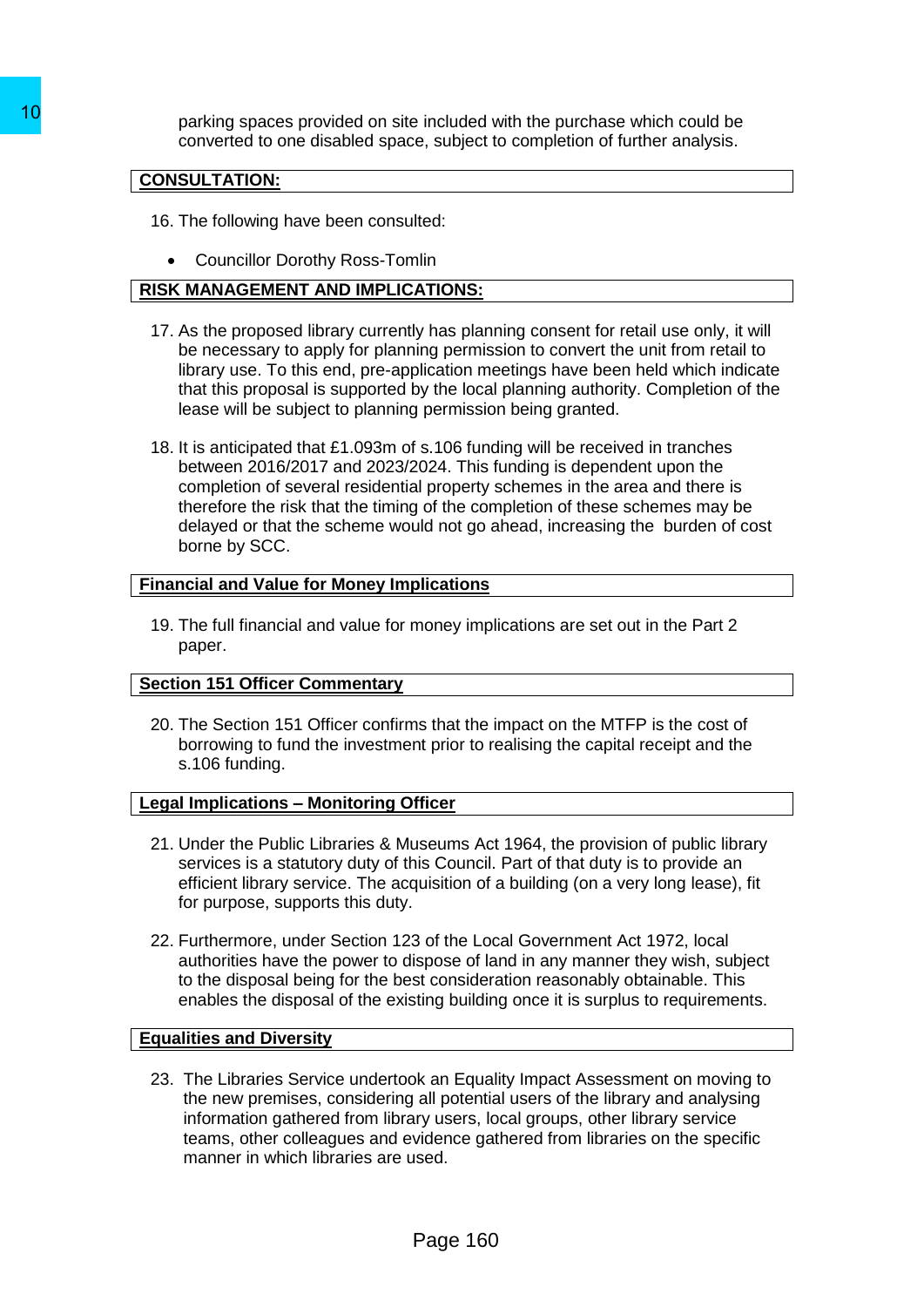parking spaces provided on site included with the purchase which could be converted to one disabled space, subject to completion of further analysis.

## CONSULTATION:

16. The following have been consulted:

- Councillor Dorothy Ross-Tomlin

## RISK MANAGEMENT AND IMPLICATIONS:

17. As the proposed library currently has planning consent for retail use only, it will be necessary to apply for planning permission to convert the unit from retail to library use. To this end, pre-application meetings have been held which indicate that this proposal is supported by the local planning authority. Completion of the lease will be subject to planning permission being granted.

18. It is anticipated that £1.093m of s.106 funding will be received in tranches between 2016/2017 and 2023/2024. This funding is dependent upon the completion of several residential property schemes in the area and there is therefore the risk that the timing of the completion of these schemes may be delayed or that the scheme would not go ahead, increasing the burden of cost borne by SCC.

## Financial and Value for Money Implications

19. The full financial and value for money implications are set out in the Part 2 paper.

## Section 151 Officer Commentary

20. The Section 151 Officer confirms that the impact on the MTFP is the cost of borrowing to fund the investment prior to realising the capital receipt and the s.106 funding.

## Legal Implications – Monitoring Officer

21. Under the Public Libraries & Museums Act 1964, the provision of public library services is a statutory duty of this Council. Part of that duty is to provide an efficient library service. The acquisition of a building (on a very long lease), fit for purpose, supports this duty.

22. Furthermore, under Section 123 of the Local Government Act 1972, local authorities have the power to dispose of land in any manner they wish, subject to the disposal being for the best consideration reasonably obtainable. This enables the disposal of the existing building once it is surplus to requirements.

## Equalities and Diversity

23. The Libraries Service undertook an Equality Impact Assessment on moving to the new premises, considering all potential users of the library and analysing information gathered from library users, local groups, other library service teams, other colleagues and evidence gathered from libraries on the specific manner in which libraries are used.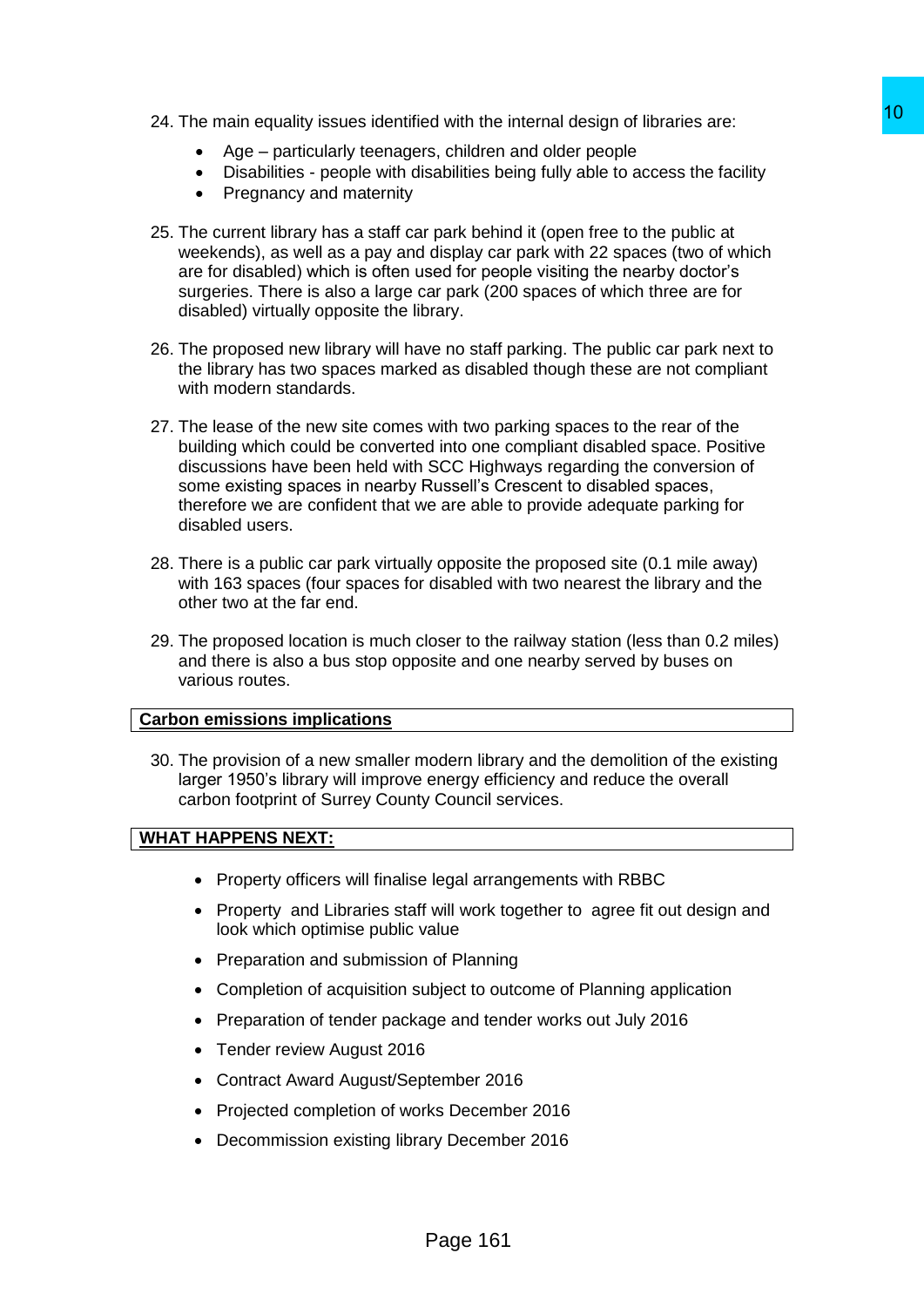24. The main equality issues identified with the internal design of libraries are:
    - Age – particularly teenagers, children and older people
    - Disabilities - people with disabilities being fully able to access the facility
    - Pregnancy and maternity

25. The current library has a staff car park behind it (open free to the public at weekends), as well as a pay and display car park with 22 spaces (two of which are for disabled) which is often used for people visiting the nearby doctor's surgeries. There is also a large car park (200 spaces of which three are for disabled) virtually opposite the library.

26. The proposed new library will have no staff parking. The public car park next to the library has two spaces marked as disabled though these are not compliant with modern standards.

27. The lease of the new site comes with two parking spaces to the rear of the building which could be converted into one compliant disabled space. Positive discussions have been held with SCC Highways regarding the conversion of some existing spaces in nearby Russell's Crescent to disabled spaces, therefore we are confident that we are able to provide adequate parking for disabled users.

28. There is a public car park virtually opposite the proposed site (0.1 mile away) with 163 spaces (four spaces for disabled with two nearest the library and the other two at the far end.

29. The proposed location is much closer to the railway station (less than 0.2 miles) and there is also a bus stop opposite and one nearby served by buses on various routes.

## Carbon emissions implications

30. The provision of a new smaller modern library and the demolition of the existing larger 1950's library will improve energy efficiency and reduce the overall carbon footprint of Surrey County Council services.

## WHAT HAPPENS NEXT:

- Property officers will finalise legal arrangements with RBBC
- Property and Libraries staff will work together to agree fit out design and look which optimise public value
- Preparation and submission of Planning
- Completion of acquisition subject to outcome of Planning application
- Preparation of tender package and tender works out July 2016
- Tender review August 2016
- Contract Award August/September 2016
- Projected completion of works December 2016
- Decommission existing library December 2016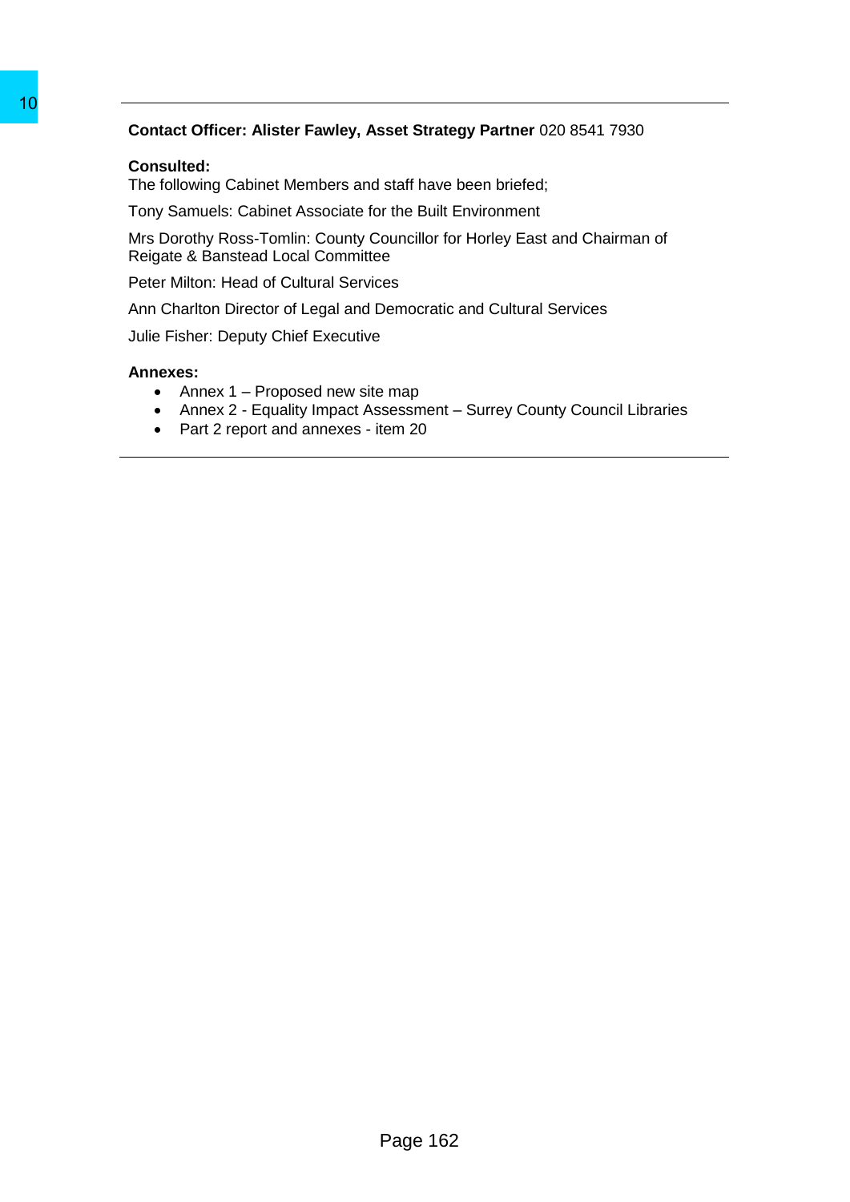**Contact Officer: Alister Fawley, Asset Strategy Partner** 020 8541 7930

**Consulted:**
The following Cabinet Members and staff have been briefed;

Tony Samuels: Cabinet Associate for the Built Environment

Mrs Dorothy Ross-Tomlin: County Councillor for Horley East and Chairman of Reigate & Banstead Local Committee

Peter Milton: Head of Cultural Services

Ann Charlton Director of Legal and Democratic and Cultural Services

Julie Fisher: Deputy Chief Executive

**Annexes:**

- Annex 1 – Proposed new site map
- Annex 2 - Equality Impact Assessment – Surrey County Council Libraries
- Part 2 report and annexes - item 20